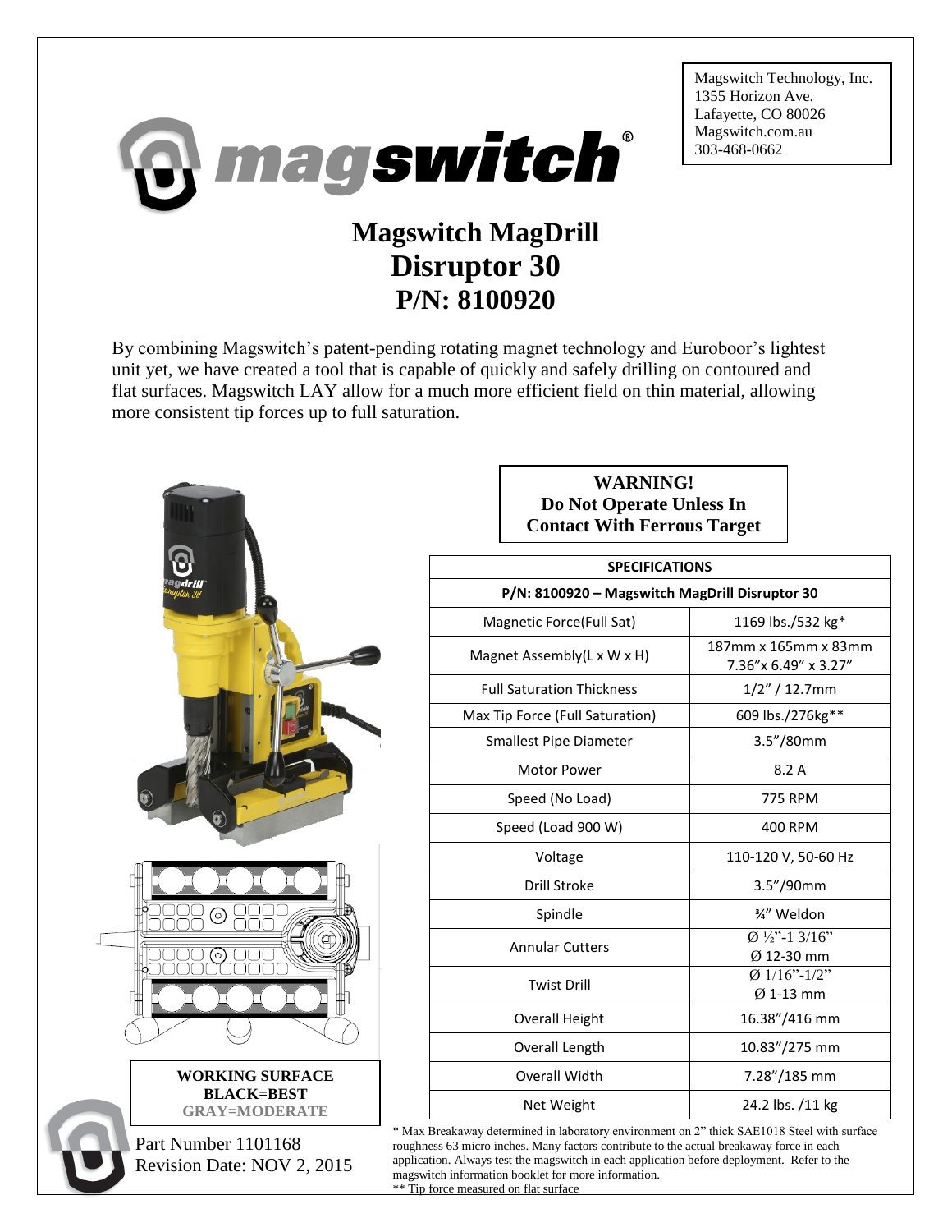Magswitch Technology, Inc.
1355 Horizon Ave.
Lafayette, CO 80026
Magswitch.com.au
303-468-0662

# Magswitch MagDrill Disruptor 30
# P/N: 8100920

By combining Magswitch's patent-pending rotating magnet technology and Euroboor's lightest unit yet, we have created a tool that is capable of quickly and safely drilling on contoured and flat surfaces. Magswitch LAY allow for a much more efficient field on thin material, allowing more consistent tip forces up to full saturation.

**WARNING!**
**Do Not Operate Unless In Contact With Ferrous Target**

| SPECIFICATIONS | |
|---|---|
| P/N: 8100920 – Magswitch MagDrill Disruptor 30 | |
| Magnetic Force(Full Sat) | 1169 lbs./532 kg* |
| Magnet Assembly(L x W x H) | 187mm x 165mm x 83mm<br>7.36"x 6.49" x 3.27" |
| Full Saturation Thickness | 1/2" / 12.7mm |
| Max Tip Force (Full Saturation) | 609 lbs./276kg** |
| Smallest Pipe Diameter | 3.5"/80mm |
| Motor Power | 8.2 A |
| Speed (No Load) | 775 RPM |
| Speed (Load 900 W) | 400 RPM |
| Voltage | 110-120 V, 50-60 Hz |
| Drill Stroke | 3.5"/90mm |
| Spindle | ¾" Weldon |
| Annular Cutters | Ø ½"-1 3/16"<br>Ø 12-30 mm |
| Twist Drill | Ø 1/16"-1/2"<br>Ø 1-13 mm |
| Overall Height | 16.38"/416 mm |
| Overall Length | 10.83"/275 mm |
| Overall Width | 7.28"/185 mm |
| Net Weight | 24.2 lbs. /11 kg |

\* Max Breakaway determined in laboratory environment on 2" thick SAE1018 Steel with surface roughness 63 micro inches. Many factors contribute to the actual breakaway force in each application. Always test the magswitch in each application before deployment. Refer to the magswitch information booklet for more information.
** Tip force measured on flat surface

**WORKING SURFACE**
**BLACK=BEST**
**GRAY=MODERATE**

Part Number 1101168
Revision Date: NOV 2, 2015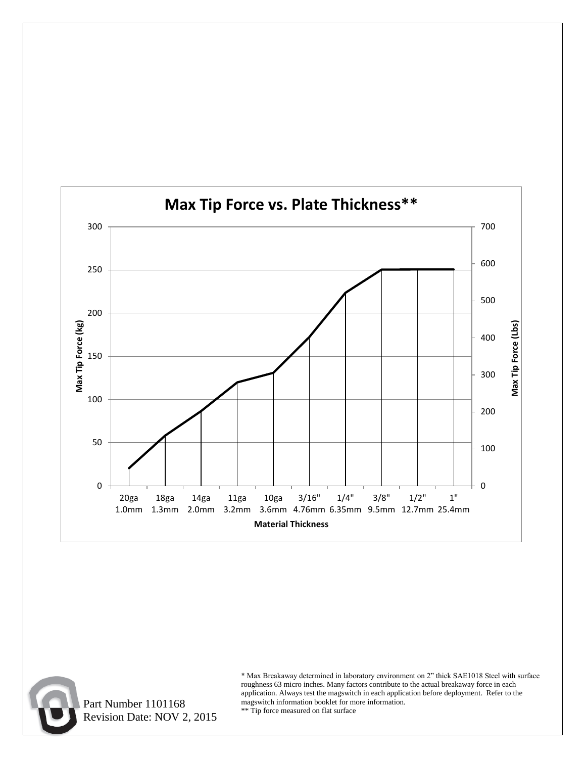## Max Tip Force vs. Plate Thickness**

| Material Thickness | Max Tip Force (kg) | Max Tip Force (Lbs) |
|---|---|---|
| 20ga 1.0mm | | |
| 18ga 1.3mm | | |
| 14ga 2.0mm | | |
| 11ga 3.2mm | | |
| 10ga 3.6mm | | |
| 3/16" 4.76mm | | |
| 1/4" 6.35mm | | |
| 3/8" 9.5mm | | |
| 1/2" 12.7mm | | |
| 1" 25.4mm | | |

Part Number 1101168
Revision Date: NOV 2, 2015

\* Max Breakaway determined in laboratory environment on 2" thick SAE1018 Steel with surface roughness 63 micro inches. Many factors contribute to the actual breakaway force in each application. Always test the magswitch in each application before deployment. Refer to the magswitch information booklet for more information.
\*\* Tip force measured on flat surface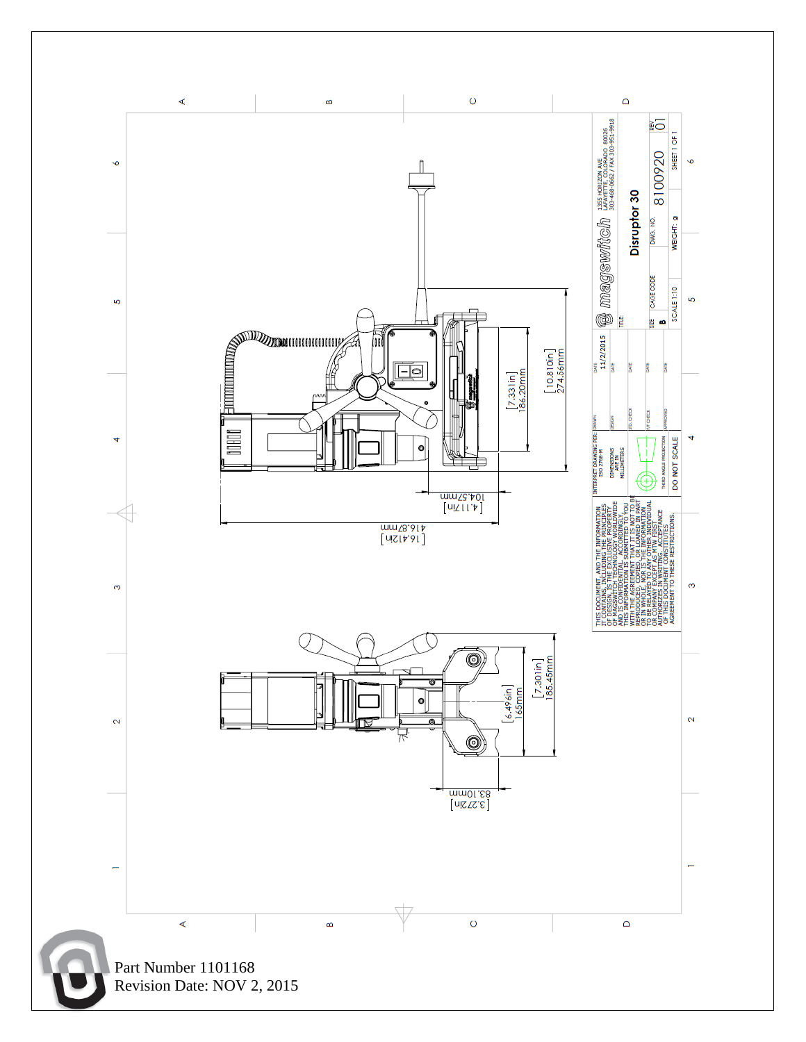1355 HORIZON AVE
LAFAYETTE, COLORADO 80026
303-468-0662 / FAX 303-951-9918

TITLE: Disruptor 30

SIZE: B | CAGE CODE | DWG. NO. 8100920 | REV 01

SCALE 1:10 | WEIGHT: g | SHEET 1 OF 1

DRAWN | DATE 11/2/2015

DESIGN | DATE

STD. CHECK | DATE

MFR CHECK | DATE

APPROVED | DATE

INTERPRET DRAWING PER: ISO 2768-M

DIMENSIONS ARE IN MILLIMETERS

THIRD ANGLE PROJECTION

DO NOT SCALE

THIS DOCUMENT, AND THE INFORMATION IT CONTAINS, INCLUDING THE PRINCIPLES OF DESIGN, IS THE EXCLUSIVE PROPERTY OF MAGSWITCH TECHNOLOGY WORLDWIDE AND IS CONFIDENTIAL. ACCORDINGLY, THIS INFORMATION IS SUBMITTED TO YOU WITH THE AGREEMENT THAT IT IS NOT TO BE REPRODUCED, COPIED, OR LOANED IN PART OR IN WHOLE, NOR IS THE INFORMATION TO BE RELAYED TO ANY OTHER INDIVIDUAL OR COMPANY EXCEPT AS MTW FIRST AUTHORIZES IN WRITING. ACCEPTANCE OF THIS DOCUMENT CONSTITUTES AGREEMENT TO THESE RESTRICTIONS.

[7.331in]
186.20mm

[10.810in]
274.56mm

104.57mm
[4.117in]

416.87mm
[16.412in]

[6.496in]
165mm

[7.301in]
185.45mm

83.10mm
[3.272in]

Part Number 1101168
Revision Date: NOV 2, 2015